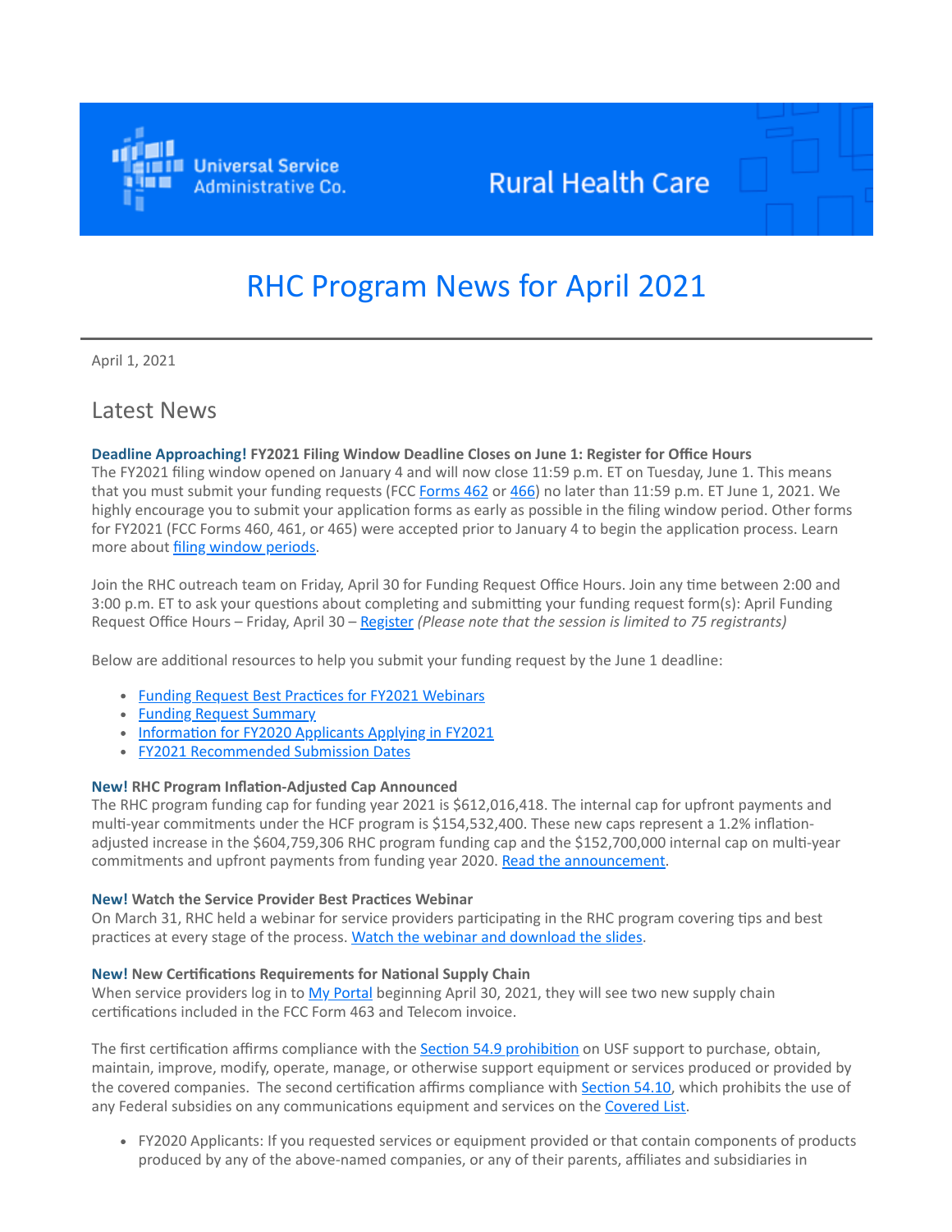Universal Service Administrative Co.

Rural Health Care

# RHC Program News for April 2021

April 1, 2021

## Latest News

**Deadline Approaching! FY2021 Filing Window Deadline Closes on June 1: Register for Office Hours**
The FY2021 filing window opened on January 4 and will now close 11:59 p.m. ET on Tuesday, June 1. This means that you must submit your funding requests (FCC Forms 462 or 466) no later than 11:59 p.m. ET June 1, 2021. We highly encourage you to submit your application forms as early as possible in the filing window period. Other forms for FY2021 (FCC Forms 460, 461, or 465) were accepted prior to January 4 to begin the application process. Learn more about filing window periods.

Join the RHC outreach team on Friday, April 30 for Funding Request Office Hours. Join any time between 2:00 and 3:00 p.m. ET to ask your questions about completing and submitting your funding request form(s): April Funding Request Office Hours – Friday, April 30 – Register *(Please note that the session is limited to 75 registrants)*

Below are additional resources to help you submit your funding request by the June 1 deadline:

- Funding Request Best Practices for FY2021 Webinars
- Funding Request Summary
- Information for FY2020 Applicants Applying in FY2021
- FY2021 Recommended Submission Dates

**New! RHC Program Inflation-Adjusted Cap Announced**
The RHC program funding cap for funding year 2021 is $612,016,418. The internal cap for upfront payments and multi-year commitments under the HCF program is $154,532,400. These new caps represent a 1.2% inflation-adjusted increase in the $604,759,306 RHC program funding cap and the $152,700,000 internal cap on multi-year commitments and upfront payments from funding year 2020. Read the announcement.

**New! Watch the Service Provider Best Practices Webinar**
On March 31, RHC held a webinar for service providers participating in the RHC program covering tips and best practices at every stage of the process. Watch the webinar and download the slides.

**New! New Certifications Requirements for National Supply Chain**
When service providers log in to My Portal beginning April 30, 2021, they will see two new supply chain certifications included in the FCC Form 463 and Telecom invoice.

The first certification affirms compliance with the Section 54.9 prohibition on USF support to purchase, obtain, maintain, improve, modify, operate, manage, or otherwise support equipment or services produced or provided by the covered companies. The second certification affirms compliance with Section 54.10, which prohibits the use of any Federal subsidies on any communications equipment and services on the Covered List.

- FY2020 Applicants: If you requested services or equipment provided or that contain components of products produced by any of the above-named companies, or any of their parents, affiliates and subsidiaries in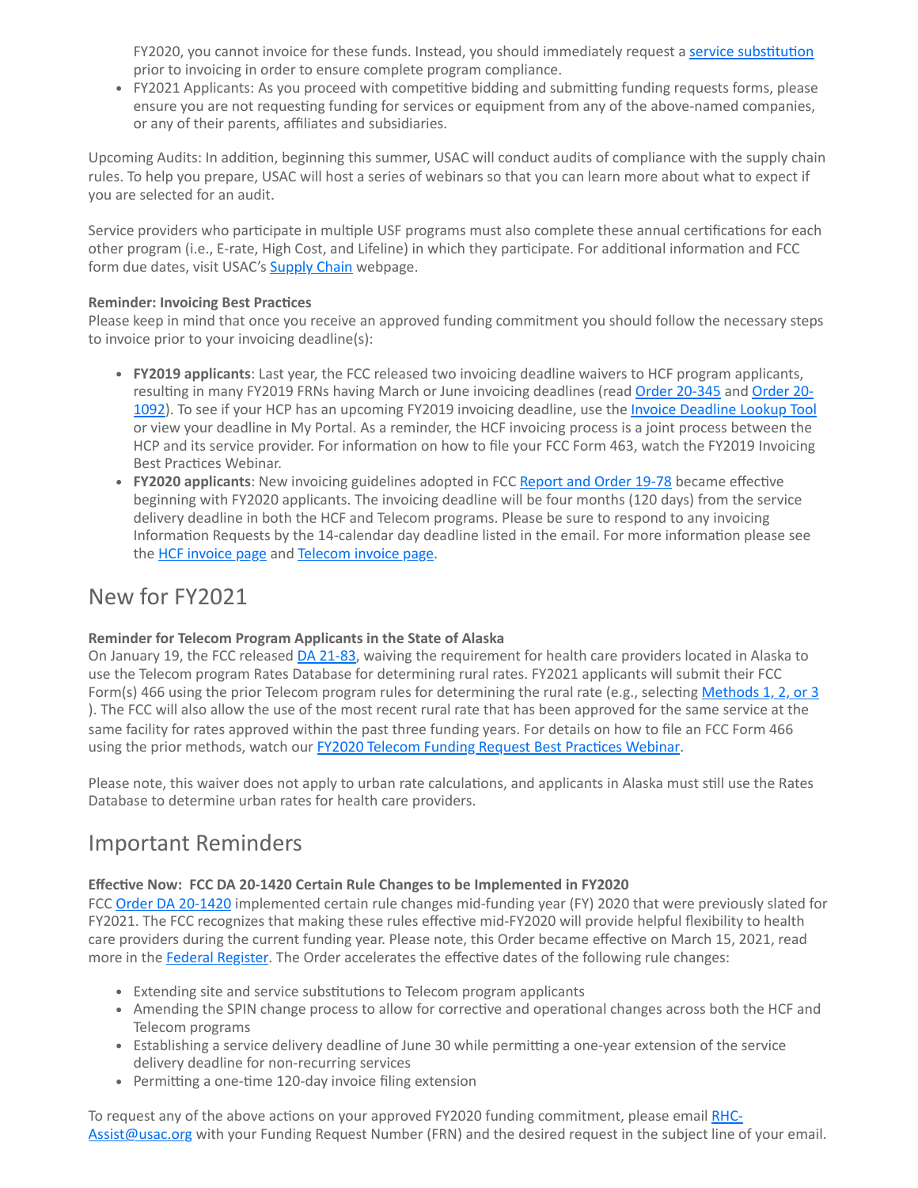FY2020, you cannot invoice for these funds. Instead, you should immediately request a service substitution prior to invoicing in order to ensure complete program compliance.

- FY2021 Applicants: As you proceed with competitive bidding and submitting funding requests forms, please ensure you are not requesting funding for services or equipment from any of the above-named companies, or any of their parents, affiliates and subsidiaries.

Upcoming Audits: In addition, beginning this summer, USAC will conduct audits of compliance with the supply chain rules. To help you prepare, USAC will host a series of webinars so that you can learn more about what to expect if you are selected for an audit.

Service providers who participate in multiple USF programs must also complete these annual certifications for each other program (i.e., E-rate, High Cost, and Lifeline) in which they participate. For additional information and FCC form due dates, visit USAC's Supply Chain webpage.

**Reminder: Invoicing Best Practices**
Please keep in mind that once you receive an approved funding commitment you should follow the necessary steps to invoice prior to your invoicing deadline(s):

- **FY2019 applicants**: Last year, the FCC released two invoicing deadline waivers to HCF program applicants, resulting in many FY2019 FRNs having March or June invoicing deadlines (read Order 20-345 and Order 20-1092). To see if your HCP has an upcoming FY2019 invoicing deadline, use the Invoice Deadline Lookup Tool or view your deadline in My Portal. As a reminder, the HCF invoicing process is a joint process between the HCP and its service provider. For information on how to file your FCC Form 463, watch the FY2019 Invoicing Best Practices Webinar.
- **FY2020 applicants**: New invoicing guidelines adopted in FCC Report and Order 19-78 became effective beginning with FY2020 applicants. The invoicing deadline will be four months (120 days) from the service delivery deadline in both the HCF and Telecom programs. Please be sure to respond to any invoicing Information Requests by the 14-calendar day deadline listed in the email. For more information please see the HCF invoice page and Telecom invoice page.

## New for FY2021

**Reminder for Telecom Program Applicants in the State of Alaska**
On January 19, the FCC released DA 21-83, waiving the requirement for health care providers located in Alaska to use the Telecom program Rates Database for determining rural rates. FY2021 applicants will submit their FCC Form(s) 466 using the prior Telecom program rules for determining the rural rate (e.g., selecting Methods 1, 2, or 3 ). The FCC will also allow the use of the most recent rural rate that has been approved for the same service at the same facility for rates approved within the past three funding years. For details on how to file an FCC Form 466 using the prior methods, watch our FY2020 Telecom Funding Request Best Practices Webinar.

Please note, this waiver does not apply to urban rate calculations, and applicants in Alaska must still use the Rates Database to determine urban rates for health care providers.

## Important Reminders

**Effective Now: FCC DA 20-1420 Certain Rule Changes to be Implemented in FY2020**
FCC Order DA 20-1420 implemented certain rule changes mid-funding year (FY) 2020 that were previously slated for FY2021. The FCC recognizes that making these rules effective mid-FY2020 will provide helpful flexibility to health care providers during the current funding year. Please note, this Order became effective on March 15, 2021, read more in the Federal Register. The Order accelerates the effective dates of the following rule changes:

- Extending site and service substitutions to Telecom program applicants
- Amending the SPIN change process to allow for corrective and operational changes across both the HCF and Telecom programs
- Establishing a service delivery deadline of June 30 while permitting a one-year extension of the service delivery deadline for non-recurring services
- Permitting a one-time 120-day invoice filing extension

To request any of the above actions on your approved FY2020 funding commitment, please email RHC-Assist@usac.org with your Funding Request Number (FRN) and the desired request in the subject line of your email.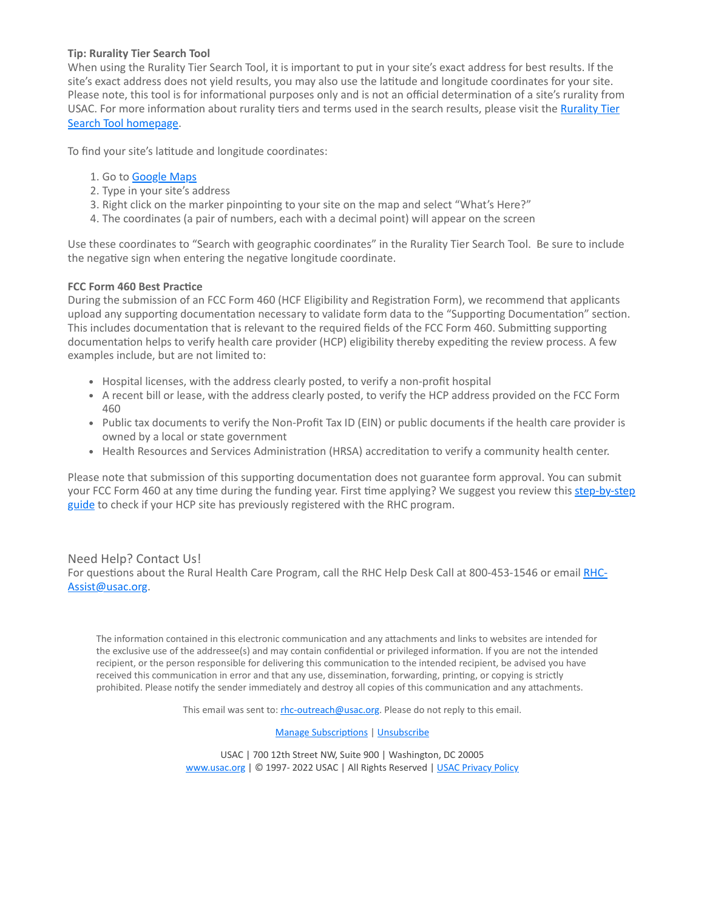**Tip: Rurality Tier Search Tool**

When using the Rurality Tier Search Tool, it is important to put in your site's exact address for best results. If the site's exact address does not yield results, you may also use the latitude and longitude coordinates for your site. Please note, this tool is for informational purposes only and is not an official determination of a site's rurality from USAC. For more information about rurality tiers and terms used in the search results, please visit the Rurality Tier Search Tool homepage.

To find your site's latitude and longitude coordinates:

1. Go to Google Maps
2. Type in your site's address
3. Right click on the marker pinpointing to your site on the map and select "What's Here?"
4. The coordinates (a pair of numbers, each with a decimal point) will appear on the screen

Use these coordinates to "Search with geographic coordinates" in the Rurality Tier Search Tool. Be sure to include the negative sign when entering the negative longitude coordinate.

**FCC Form 460 Best Practice**

During the submission of an FCC Form 460 (HCF Eligibility and Registration Form), we recommend that applicants upload any supporting documentation necessary to validate form data to the "Supporting Documentation" section. This includes documentation that is relevant to the required fields of the FCC Form 460. Submitting supporting documentation helps to verify health care provider (HCP) eligibility thereby expediting the review process. A few examples include, but are not limited to:

- Hospital licenses, with the address clearly posted, to verify a non-profit hospital
- A recent bill or lease, with the address clearly posted, to verify the HCP address provided on the FCC Form 460
- Public tax documents to verify the Non-Profit Tax ID (EIN) or public documents if the health care provider is owned by a local or state government
- Health Resources and Services Administration (HRSA) accreditation to verify a community health center.

Please note that submission of this supporting documentation does not guarantee form approval. You can submit your FCC Form 460 at any time during the funding year. First time applying? We suggest you review this step-by-step guide to check if your HCP site has previously registered with the RHC program.

## Need Help? Contact Us!

For questions about the Rural Health Care Program, call the RHC Help Desk Call at 800-453-1546 or email RHC-Assist@usac.org.

The information contained in this electronic communication and any attachments and links to websites are intended for the exclusive use of the addressee(s) and may contain confidential or privileged information. If you are not the intended recipient, or the person responsible for delivering this communication to the intended recipient, be advised you have received this communication in error and that any use, dissemination, forwarding, printing, or copying is strictly prohibited. Please notify the sender immediately and destroy all copies of this communication and any attachments.

This email was sent to: rhc-outreach@usac.org. Please do not reply to this email.

Manage Subscriptions | Unsubscribe

USAC | 700 12th Street NW, Suite 900 | Washington, DC 20005
www.usac.org | © 1997- 2022 USAC | All Rights Reserved | USAC Privacy Policy